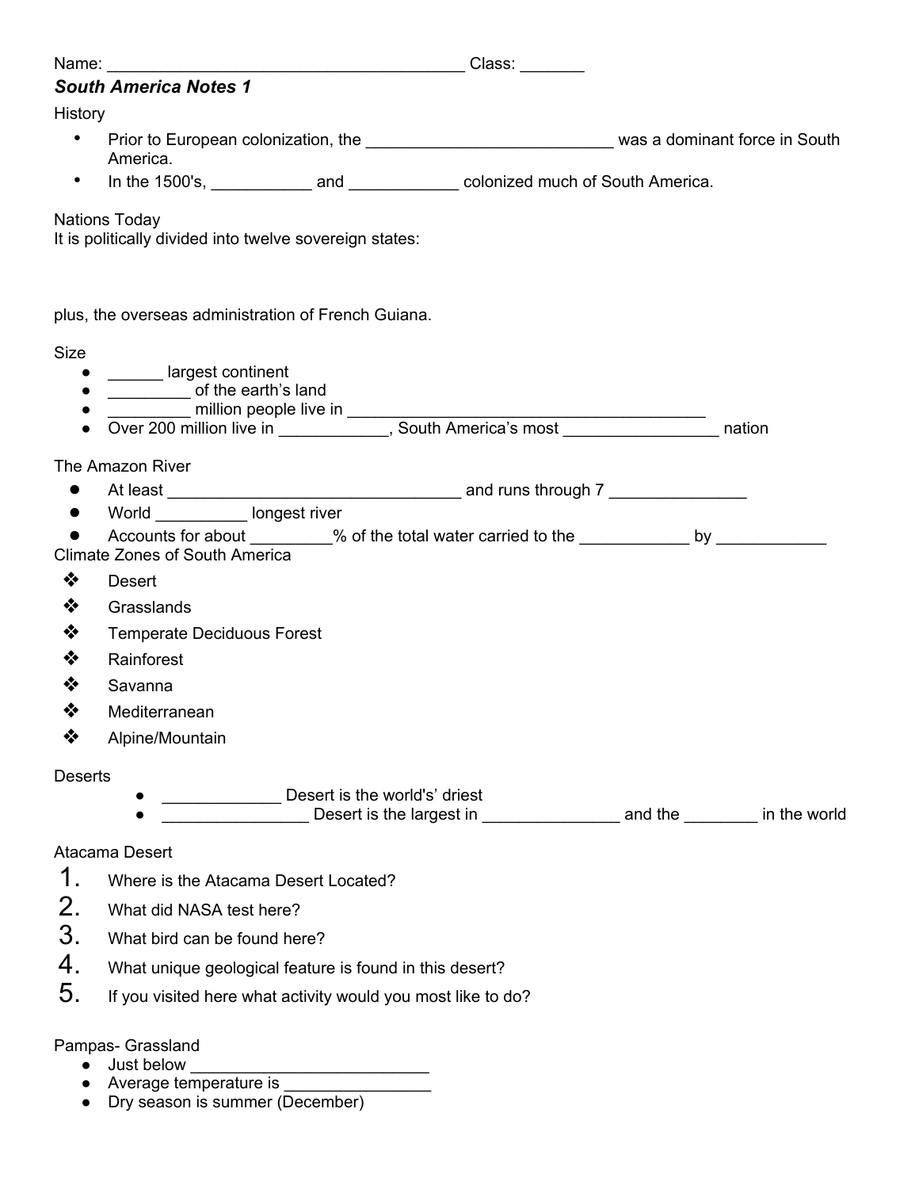Name: ________________________________________ Class: _______

***South America Notes 1***

History

- Prior to European colonization, the ___________________________ was a dominant force in South America.
- In the 1500's, ___________ and ____________ colonized much of South America.

Nations Today

It is politically divided into twelve sovereign states:

plus, the overseas administration of French Guiana.

Size

- ______ largest continent
- _________ of the earth's land
- _________ million people live in _________________________________________
- Over 200 million live in ____________, South America's most _________________ nation

The Amazon River

- At least _________________________________ and runs through 7 _______________
- World __________ longest river
- Accounts for about _________% of the total water carried to the ____________ by ____________

Climate Zones of South America

- Desert
- Grasslands
- Temperate Deciduous Forest
- Rainforest
- Savanna
- Mediterranean
- Alpine/Mountain

Deserts

- _____________ Desert is the world's' driest
- ________________ Desert is the largest in _______________ and the ________ in the world

Atacama Desert

1. Where is the Atacama Desert Located?
2. What did NASA test here?
3. What bird can be found here?
4. What unique geological feature is found in this desert?
5. If you visited here what activity would you most like to do?

Pampas- Grassland

- Just below ___________________________
- Average temperature is ________________
- Dry season is summer (December)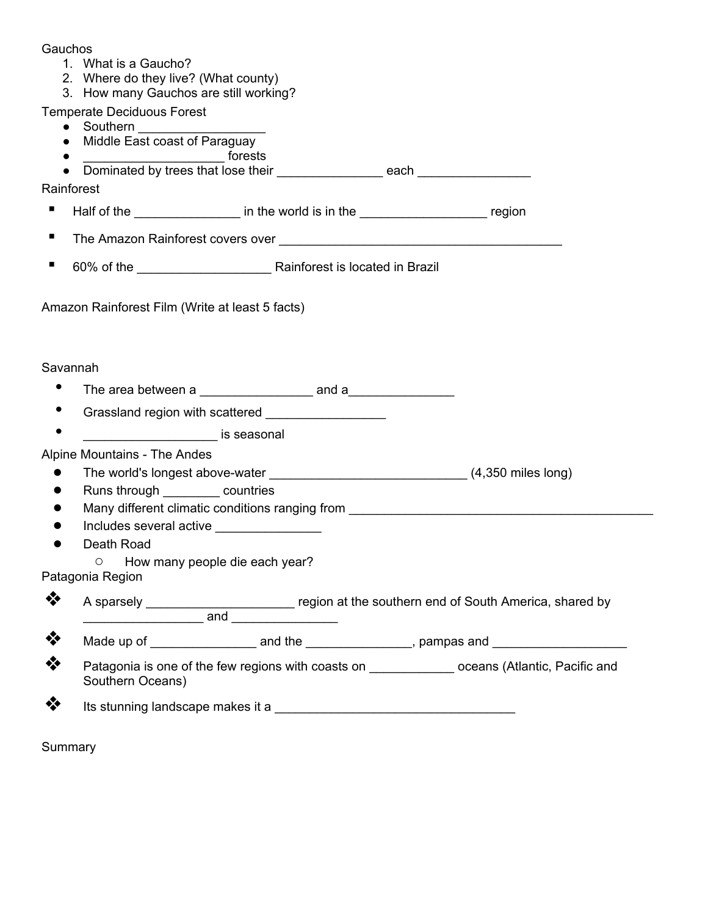Gauchos

1. What is a Gaucho?
2. Where do they live? (What county)
3. How many Gauchos are still working?

Temperate Deciduous Forest

- Southern __________________
- Middle East coast of Paraguay
- ____________________ forests
- Dominated by trees that lose their _______________ each ________________

Rainforest

- Half of the _______________ in the world is in the __________________ region
- The Amazon Rainforest covers over __________________________________________
- 60% of the ___________________ Rainforest is located in Brazil

Amazon Rainforest Film (Write at least 5 facts)

Savannah

- The area between a ________________ and a_______________
- Grassland region with scattered _________________
- ___________________ is seasonal

Alpine Mountains - The Andes

- The world's longest above-water ____________________________ (4,350 miles long)
- Runs through ________ countries
- Many different climatic conditions ranging from ____________________________________________
- Includes several active _______________
- Death Road
  - How many people die each year?

Patagonia Region

- A sparsely _____________________ region at the southern end of South America, shared by _________________ and _______________
- Made up of _______________ and the _______________, pampas and ___________________
- Patagonia is one of the few regions with coasts on ____________ oceans (Atlantic, Pacific and Southern Oceans)
- Its stunning landscape makes it a __________________________________

Summary